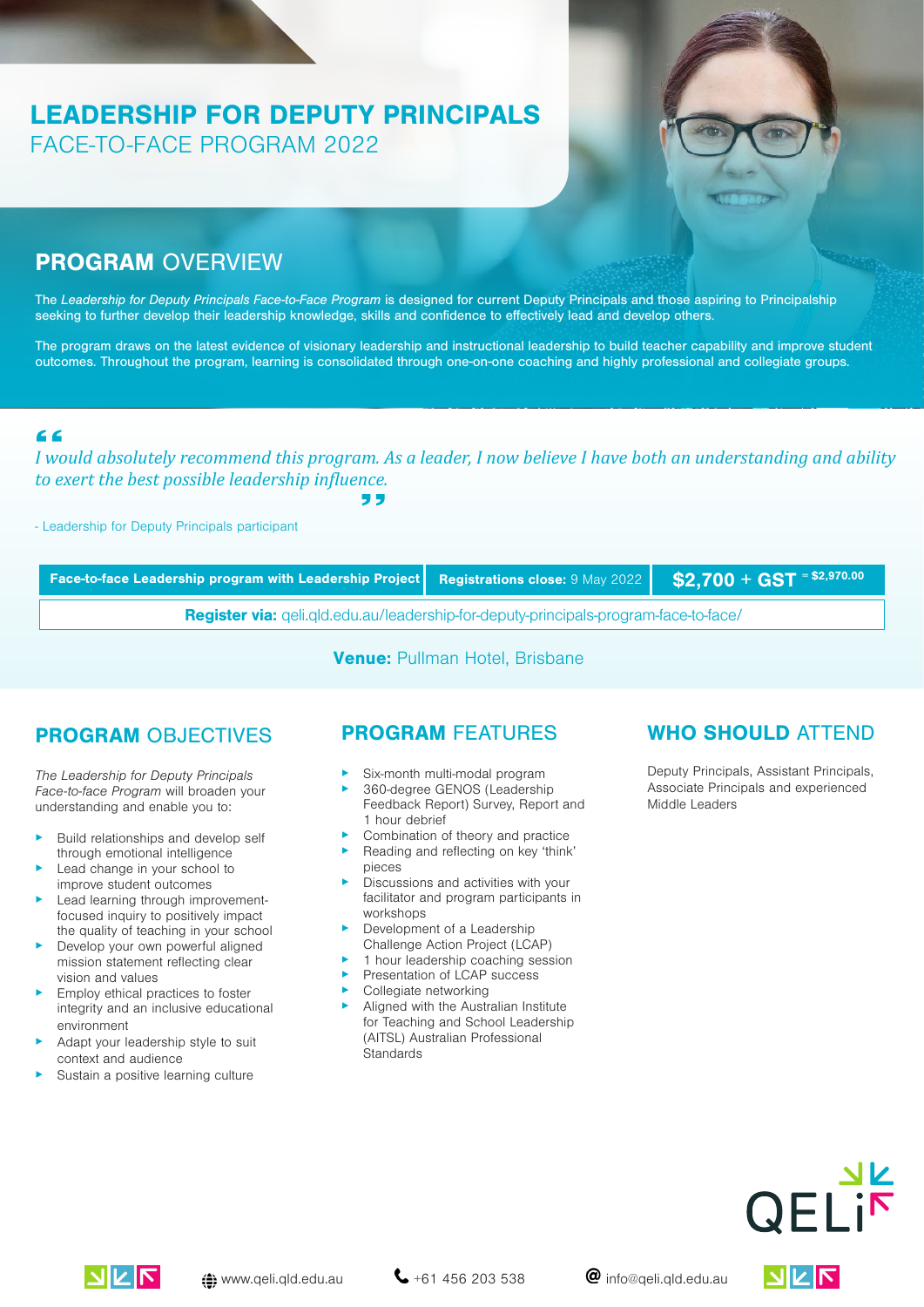# LEADERSHIP FOR DEPUTY PRINCIPALS
FACE-TO-FACE PROGRAM 2022

## PROGRAM OVERVIEW

The *Leadership for Deputy Principals Face-to-Face Program* is designed for current Deputy Principals and those aspiring to Principalship seeking to further develop their leadership knowledge, skills and confidence to effectively lead and develop others.

The program draws on the latest evidence of visionary leadership and instructional leadership to build teacher capability and improve student outcomes. Throughout the program, learning is consolidated through one-on-one coaching and highly professional and collegiate groups.

> *I would absolutely recommend this program. As a leader, I now believe I have both an understanding and ability to exert the best possible leadership influence.*

- Leadership for Deputy Principals participant

| Face-to-face Leadership program with Leadership Project | Registrations close: 9 May 2022 | $2,700 + GST = $2,970.00 |
|---|---|---|

**Register via:** qeli.qld.edu.au/leadership-for-deputy-principals-program-face-to-face/

**Venue:** Pullman Hotel, Brisbane

## PROGRAM OBJECTIVES

*The Leadership for Deputy Principals Face-to-face Program* will broaden your understanding and enable you to:

- Build relationships and develop self through emotional intelligence
- Lead change in your school to improve student outcomes
- Lead learning through improvement-focused inquiry to positively impact the quality of teaching in your school
- Develop your own powerful aligned mission statement reflecting clear vision and values
- Employ ethical practices to foster integrity and an inclusive educational environment
- Adapt your leadership style to suit context and audience
- Sustain a positive learning culture

## PROGRAM FEATURES

- Six-month multi-modal program
- 360-degree GENOS (Leadership Feedback Report) Survey, Report and 1 hour debrief
- Combination of theory and practice
- Reading and reflecting on key 'think' pieces
- Discussions and activities with your facilitator and program participants in workshops
- Development of a Leadership Challenge Action Project (LCAP)
- 1 hour leadership coaching session
- Presentation of LCAP success
- Collegiate networking
- Aligned with the Australian Institute for Teaching and School Leadership (AITSL) Australian Professional Standards

## WHO SHOULD ATTEND

Deputy Principals, Assistant Principals, Associate Principals and experienced Middle Leaders

QELi

www.qeli.qld.edu.au | +61 456 203 538 | info@qeli.qld.edu.au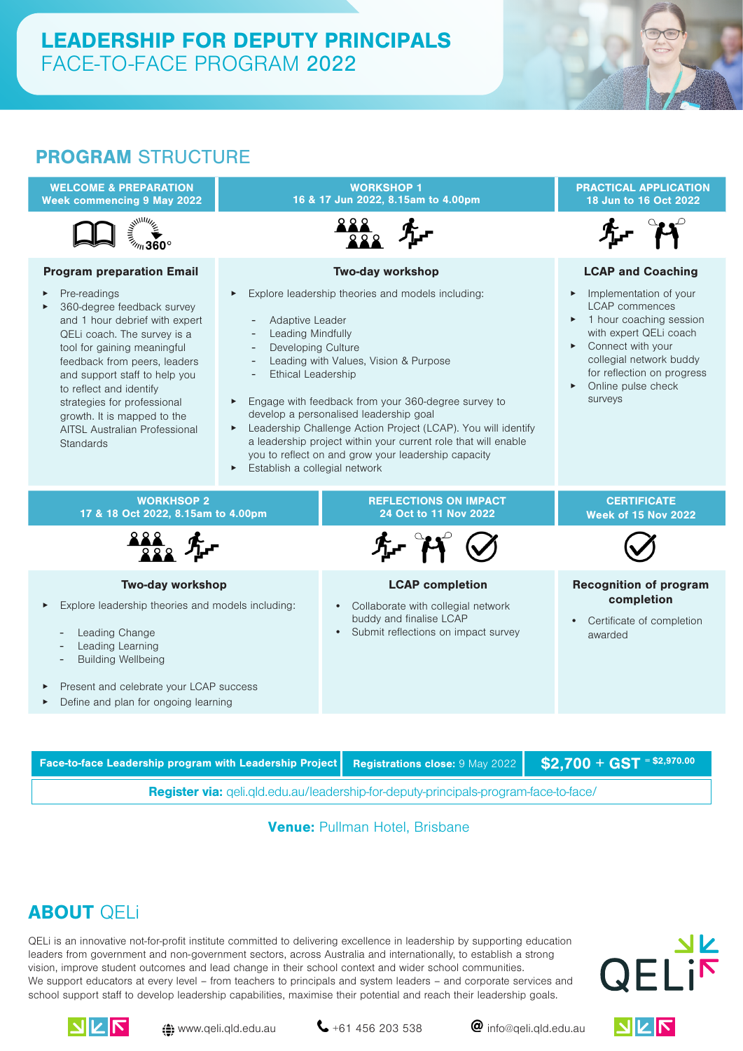# LEADERSHIP FOR DEPUTY PRINCIPALS
FACE-TO-FACE PROGRAM 2022

## PROGRAM STRUCTURE

### WELCOME & PREPARATION
**Week commencing 9 May 2022**

**Program preparation Email**

- Pre-readings
- 360-degree feedback survey and 1 hour debrief with expert QELi coach. The survey is a tool for gaining meaningful feedback from peers, leaders and support staff to help you to reflect and identify strategies for professional growth. It is mapped to the AITSL Australian Professional Standards

### WORKSHOP 1
**16 & 17 Jun 2022, 8.15am to 4.00pm**

**Two-day workshop**

- Explore leadership theories and models including:
  - Adaptive Leader
  - Leading Mindfully
  - Developing Culture
  - Leading with Values, Vision & Purpose
  - Ethical Leadership
- Engage with feedback from your 360-degree survey to develop a personalised leadership goal
- Leadership Challenge Action Project (LCAP). You will identify a leadership project within your current role that will enable you to reflect on and grow your leadership capacity
- Establish a collegial network

### PRACTICAL APPLICATION
**18 Jun to 16 Oct 2022**

**LCAP and Coaching**

- Implementation of your LCAP commences
- 1 hour coaching session with expert QELi coach
- Connect with your collegial network buddy for reflection on progress
- Online pulse check surveys

### WORKSHOP 2
**17 & 18 Oct 2022, 8.15am to 4.00pm**

**Two-day workshop**

- Explore leadership theories and models including:
  - Leading Change
  - Leading Learning
  - Building Wellbeing
- Present and celebrate your LCAP success
- Define and plan for ongoing learning

### REFLECTIONS ON IMPACT
**24 Oct to 11 Nov 2022**

**LCAP completion**

- Collaborate with collegial network buddy and finalise LCAP
- Submit reflections on impact survey

### CERTIFICATE
**Week of 15 Nov 2022**

**Recognition of program completion**

- Certificate of completion awarded

| Face-to-face Leadership program with Leadership Project | Registrations close: 9 May 2022 | $2,700 + GST = $2,970.00 |
|---|---|---|

**Register via:** qeli.qld.edu.au/leadership-for-deputy-principals-program-face-to-face/

**Venue:** Pullman Hotel, Brisbane

## ABOUT QELi

QELi is an innovative not-for-profit institute committed to delivering excellence in leadership by supporting education leaders from government and non-government sectors, across Australia and internationally, to establish a strong vision, improve student outcomes and lead change in their school context and wider school communities.
We support educators at every level – from teachers to principals and system leaders – and corporate services and school support staff to develop leadership capabilities, maximise their potential and reach their leadership goals.

www.qeli.qld.edu.au +61 456 203 538 info@qeli.qld.edu.au